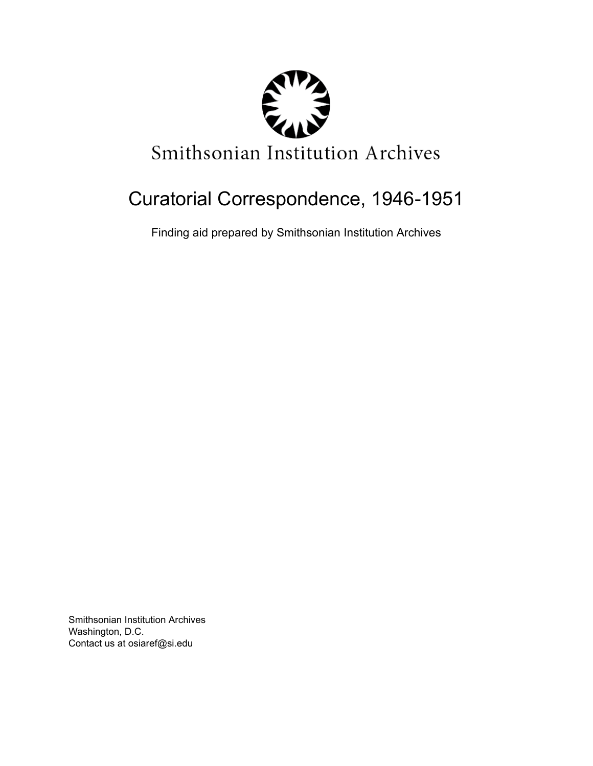Smithsonian Institution Archives

# Curatorial Correspondence, 1946-1951

Finding aid prepared by Smithsonian Institution Archives

Smithsonian Institution Archives
Washington, D.C.
Contact us at osiaref@si.edu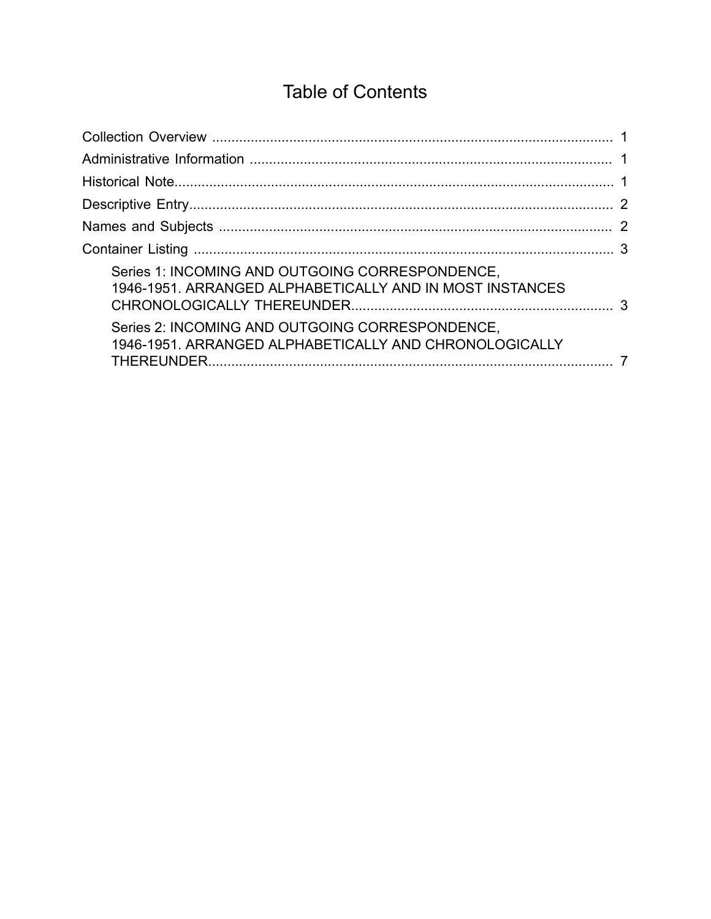# Table of Contents

- Collection Overview ........................................................................................................ 1
- Administrative Information ............................................................................................. 1
- Historical Note.................................................................................................................. 1
- Descriptive Entry.............................................................................................................. 2
- Names and Subjects ...................................................................................................... 2
- Container Listing ............................................................................................................ 3
  - Series 1: INCOMING AND OUTGOING CORRESPONDENCE, 1946-1951. ARRANGED ALPHABETICALLY AND IN MOST INSTANCES CHRONOLOGICALLY THEREUNDER.................................................................... 3
  - Series 2: INCOMING AND OUTGOING CORRESPONDENCE, 1946-1951. ARRANGED ALPHABETICALLY AND CHRONOLOGICALLY THEREUNDER......................................................................................................... 7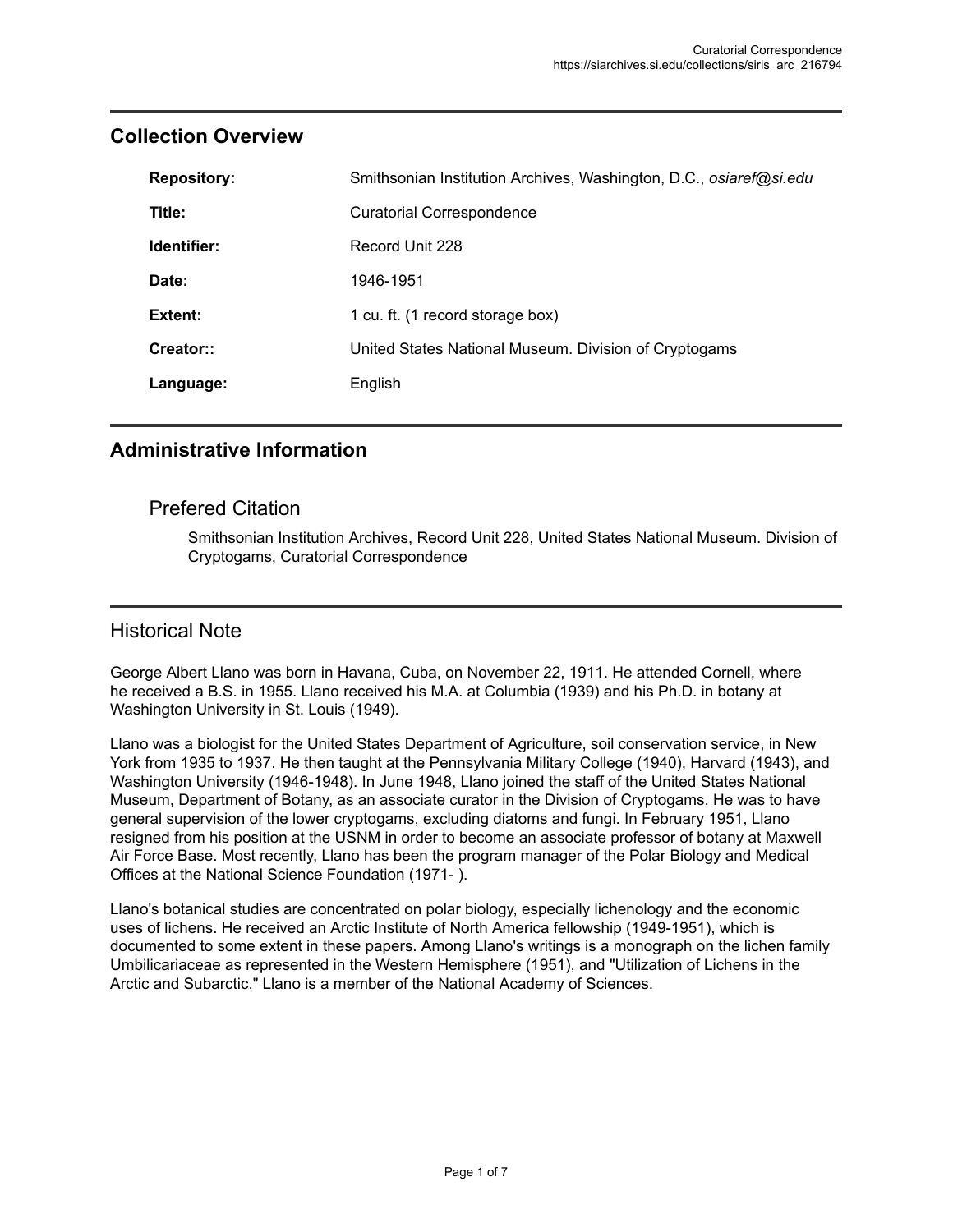## Collection Overview

| | |
|---|---|
| **Repository:** | Smithsonian Institution Archives, Washington, D.C., *osiaref@si.edu* |
| **Title:** | Curatorial Correspondence |
| **Identifier:** | Record Unit 228 |
| **Date:** | 1946-1951 |
| **Extent:** | 1 cu. ft. (1 record storage box) |
| **Creator::** | United States National Museum. Division of Cryptogams |
| **Language:** | English |

## Administrative Information

### Prefered Citation

Smithsonian Institution Archives, Record Unit 228, United States National Museum. Division of Cryptogams, Curatorial Correspondence

## Historical Note

George Albert Llano was born in Havana, Cuba, on November 22, 1911. He attended Cornell, where he received a B.S. in 1955. Llano received his M.A. at Columbia (1939) and his Ph.D. in botany at Washington University in St. Louis (1949).

Llano was a biologist for the United States Department of Agriculture, soil conservation service, in New York from 1935 to 1937. He then taught at the Pennsylvania Military College (1940), Harvard (1943), and Washington University (1946-1948). In June 1948, Llano joined the staff of the United States National Museum, Department of Botany, as an associate curator in the Division of Cryptogams. He was to have general supervision of the lower cryptogams, excluding diatoms and fungi. In February 1951, Llano resigned from his position at the USNM in order to become an associate professor of botany at Maxwell Air Force Base. Most recently, Llano has been the program manager of the Polar Biology and Medical Offices at the National Science Foundation (1971- ).

Llano's botanical studies are concentrated on polar biology, especially lichenology and the economic uses of lichens. He received an Arctic Institute of North America fellowship (1949-1951), which is documented to some extent in these papers. Among Llano's writings is a monograph on the lichen family Umbilicariaceae as represented in the Western Hemisphere (1951), and "Utilization of Lichens in the Arctic and Subarctic." Llano is a member of the National Academy of Sciences.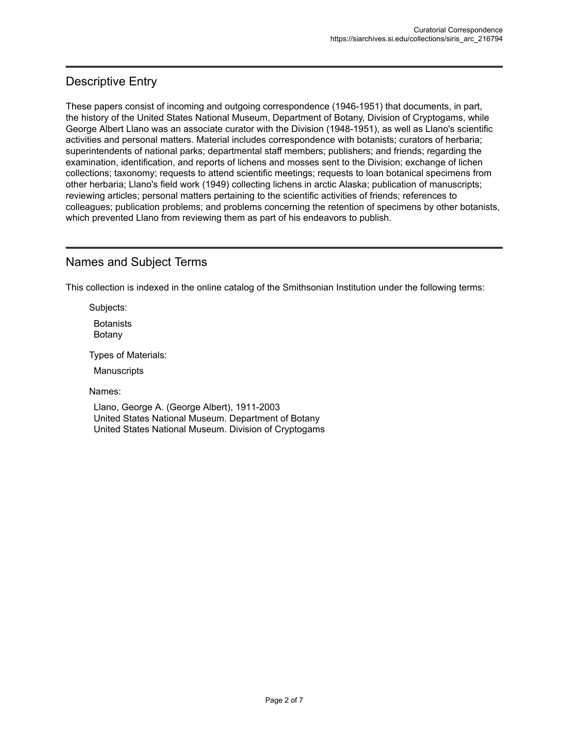## Descriptive Entry

These papers consist of incoming and outgoing correspondence (1946-1951) that documents, in part, the history of the United States National Museum, Department of Botany, Division of Cryptogams, while George Albert Llano was an associate curator with the Division (1948-1951), as well as Llano's scientific activities and personal matters. Material includes correspondence with botanists; curators of herbaria; superintendents of national parks; departmental staff members; publishers; and friends; regarding the examination, identification, and reports of lichens and mosses sent to the Division; exchange of lichen collections; taxonomy; requests to attend scientific meetings; requests to loan botanical specimens from other herbaria; Llano's field work (1949) collecting lichens in arctic Alaska; publication of manuscripts; reviewing articles; personal matters pertaining to the scientific activities of friends; references to colleagues; publication problems; and problems concerning the retention of specimens by other botanists, which prevented Llano from reviewing them as part of his endeavors to publish.

## Names and Subject Terms

This collection is indexed in the online catalog of the Smithsonian Institution under the following terms:

Subjects:

- Botanists
- Botany

Types of Materials:

- Manuscripts

Names:

- Llano, George A. (George Albert), 1911-2003
- United States National Museum. Department of Botany
- United States National Museum. Division of Cryptogams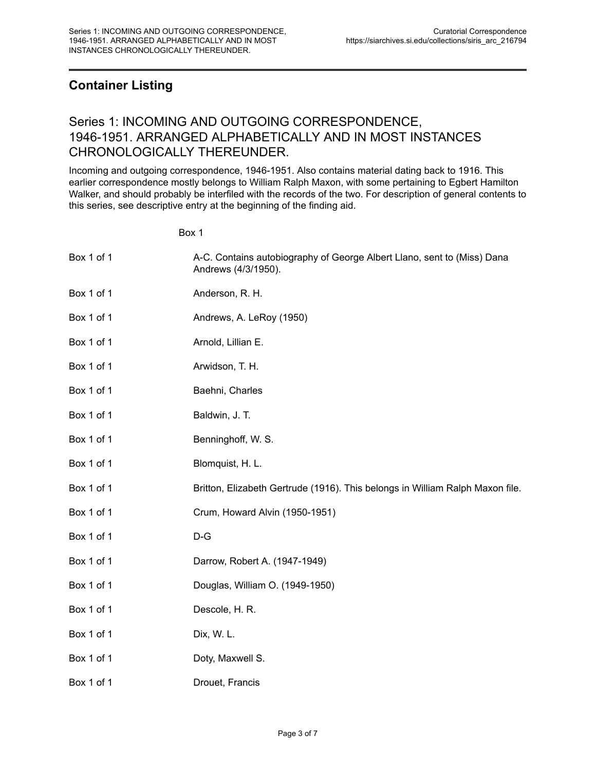## Container Listing

### Series 1: INCOMING AND OUTGOING CORRESPONDENCE, 1946-1951. ARRANGED ALPHABETICALLY AND IN MOST INSTANCES CHRONOLOGICALLY THEREUNDER.

Incoming and outgoing correspondence, 1946-1951. Also contains material dating back to 1916. This earlier correspondence mostly belongs to William Ralph Maxon, with some pertaining to Egbert Hamilton Walker, and should probably be interfiled with the records of the two. For description of general contents to this series, see descriptive entry at the beginning of the finding aid.

| | Box 1 |
| --- | --- |
| Box 1 of 1 | A-C. Contains autobiography of George Albert Llano, sent to (Miss) Dana Andrews (4/3/1950). |
| Box 1 of 1 | Anderson, R. H. |
| Box 1 of 1 | Andrews, A. LeRoy (1950) |
| Box 1 of 1 | Arnold, Lillian E. |
| Box 1 of 1 | Arwidson, T. H. |
| Box 1 of 1 | Baehni, Charles |
| Box 1 of 1 | Baldwin, J. T. |
| Box 1 of 1 | Benninghoff, W. S. |
| Box 1 of 1 | Blomquist, H. L. |
| Box 1 of 1 | Britton, Elizabeth Gertrude (1916). This belongs in William Ralph Maxon file. |
| Box 1 of 1 | Crum, Howard Alvin (1950-1951) |
| Box 1 of 1 | D-G |
| Box 1 of 1 | Darrow, Robert A. (1947-1949) |
| Box 1 of 1 | Douglas, William O. (1949-1950) |
| Box 1 of 1 | Descole, H. R. |
| Box 1 of 1 | Dix, W. L. |
| Box 1 of 1 | Doty, Maxwell S. |
| Box 1 of 1 | Drouet, Francis |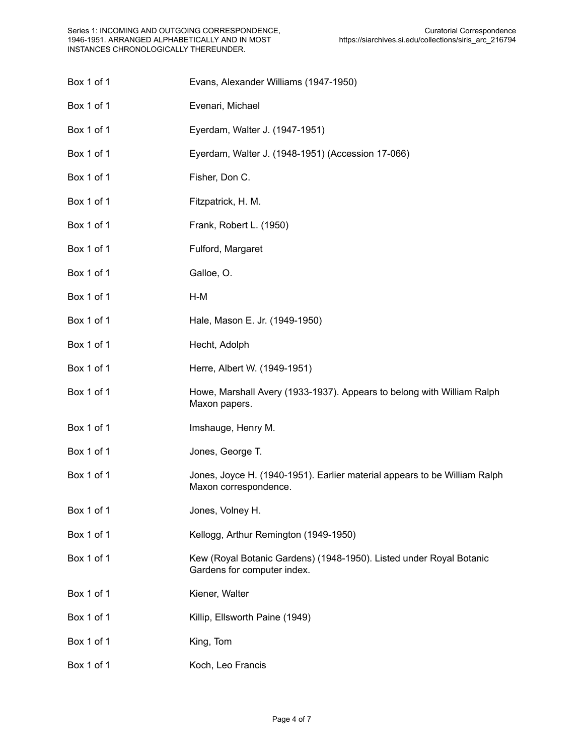| | |
|---|---|
| Box 1 of 1 | Evans, Alexander Williams (1947-1950) |
| Box 1 of 1 | Evenari, Michael |
| Box 1 of 1 | Eyerdam, Walter J. (1947-1951) |
| Box 1 of 1 | Eyerdam, Walter J. (1948-1951) (Accession 17-066) |
| Box 1 of 1 | Fisher, Don C. |
| Box 1 of 1 | Fitzpatrick, H. M. |
| Box 1 of 1 | Frank, Robert L. (1950) |
| Box 1 of 1 | Fulford, Margaret |
| Box 1 of 1 | Galloe, O. |
| Box 1 of 1 | H-M |
| Box 1 of 1 | Hale, Mason E. Jr. (1949-1950) |
| Box 1 of 1 | Hecht, Adolph |
| Box 1 of 1 | Herre, Albert W. (1949-1951) |
| Box 1 of 1 | Howe, Marshall Avery (1933-1937). Appears to belong with William Ralph Maxon papers. |
| Box 1 of 1 | Imshauge, Henry M. |
| Box 1 of 1 | Jones, George T. |
| Box 1 of 1 | Jones, Joyce H. (1940-1951). Earlier material appears to be William Ralph Maxon correspondence. |
| Box 1 of 1 | Jones, Volney H. |
| Box 1 of 1 | Kellogg, Arthur Remington (1949-1950) |
| Box 1 of 1 | Kew (Royal Botanic Gardens) (1948-1950). Listed under Royal Botanic Gardens for computer index. |
| Box 1 of 1 | Kiener, Walter |
| Box 1 of 1 | Killip, Ellsworth Paine (1949) |
| Box 1 of 1 | King, Tom |
| Box 1 of 1 | Koch, Leo Francis |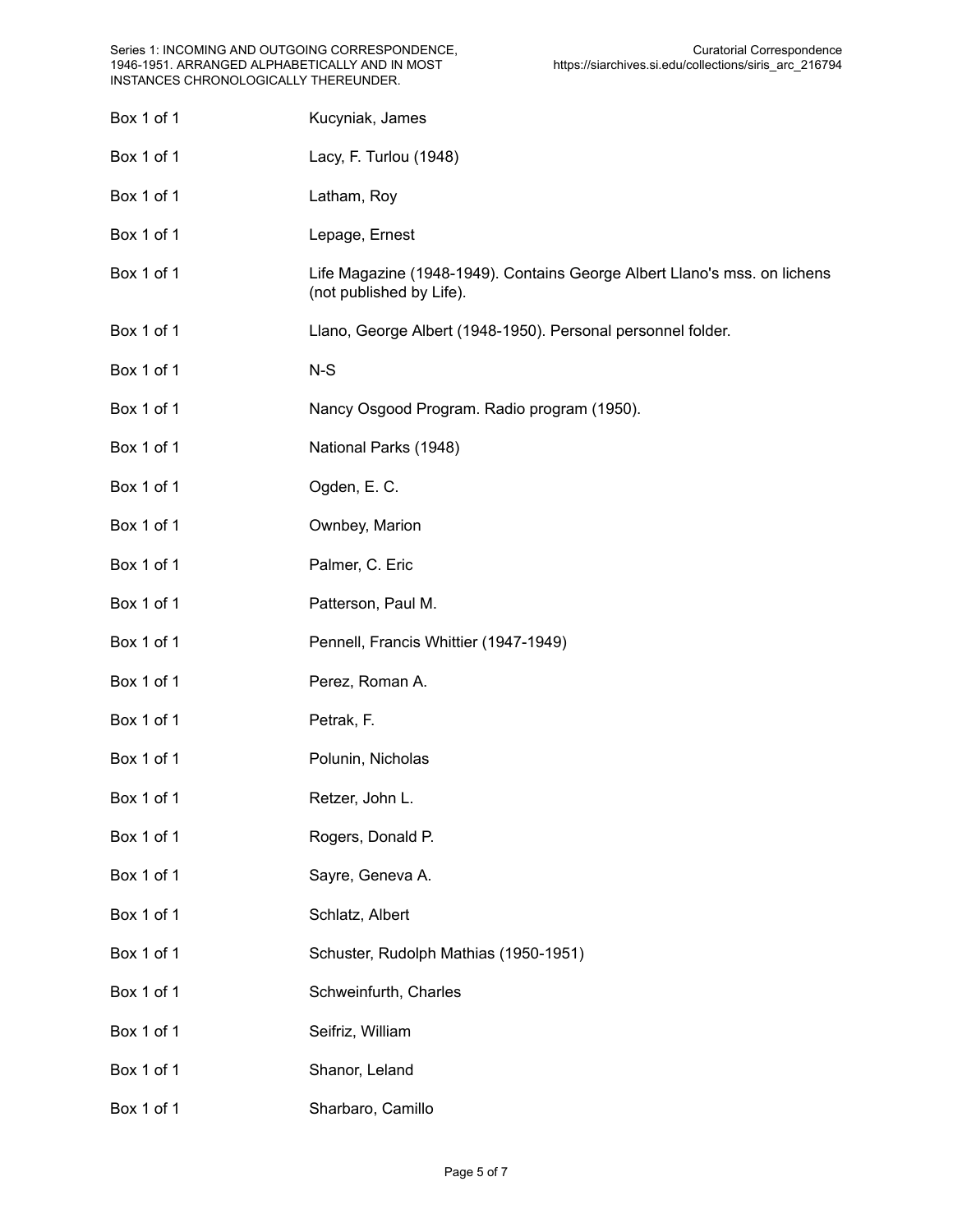| | |
|---|---|
| Box 1 of 1 | Kucyniak, James |
| Box 1 of 1 | Lacy, F. Turlou (1948) |
| Box 1 of 1 | Latham, Roy |
| Box 1 of 1 | Lepage, Ernest |
| Box 1 of 1 | Life Magazine (1948-1949). Contains George Albert Llano's mss. on lichens (not published by Life). |
| Box 1 of 1 | Llano, George Albert (1948-1950). Personal personnel folder. |
| Box 1 of 1 | N-S |
| Box 1 of 1 | Nancy Osgood Program. Radio program (1950). |
| Box 1 of 1 | National Parks (1948) |
| Box 1 of 1 | Ogden, E. C. |
| Box 1 of 1 | Ownbey, Marion |
| Box 1 of 1 | Palmer, C. Eric |
| Box 1 of 1 | Patterson, Paul M. |
| Box 1 of 1 | Pennell, Francis Whittier (1947-1949) |
| Box 1 of 1 | Perez, Roman A. |
| Box 1 of 1 | Petrak, F. |
| Box 1 of 1 | Polunin, Nicholas |
| Box 1 of 1 | Retzer, John L. |
| Box 1 of 1 | Rogers, Donald P. |
| Box 1 of 1 | Sayre, Geneva A. |
| Box 1 of 1 | Schlatz, Albert |
| Box 1 of 1 | Schuster, Rudolph Mathias (1950-1951) |
| Box 1 of 1 | Schweinfurth, Charles |
| Box 1 of 1 | Seifriz, William |
| Box 1 of 1 | Shanor, Leland |
| Box 1 of 1 | Sharbaro, Camillo |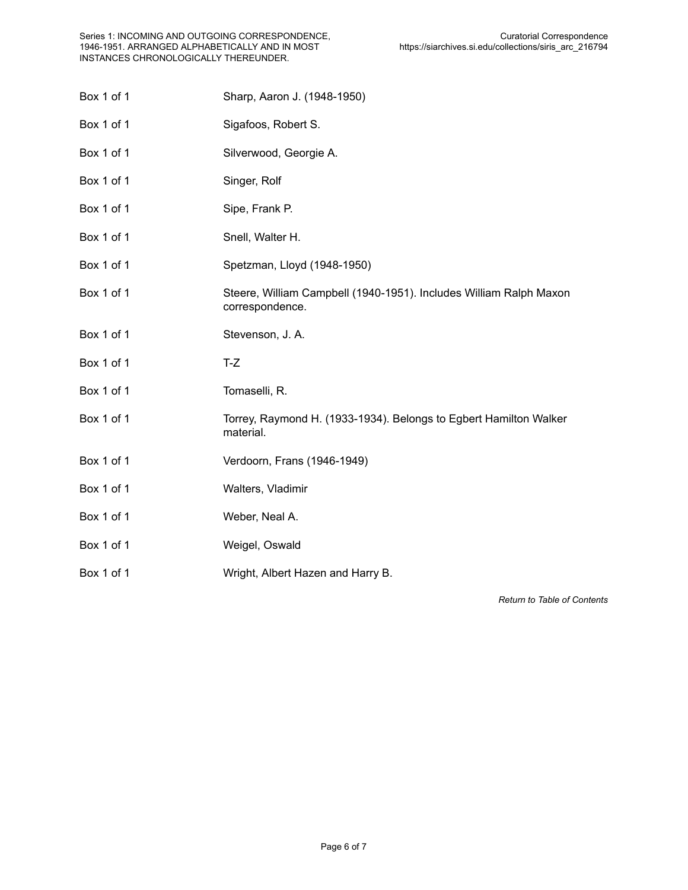| | |
|---|---|
| Box 1 of 1 | Sharp, Aaron J. (1948-1950) |
| Box 1 of 1 | Sigafoos, Robert S. |
| Box 1 of 1 | Silverwood, Georgie A. |
| Box 1 of 1 | Singer, Rolf |
| Box 1 of 1 | Sipe, Frank P. |
| Box 1 of 1 | Snell, Walter H. |
| Box 1 of 1 | Spetzman, Lloyd (1948-1950) |
| Box 1 of 1 | Steere, William Campbell (1940-1951). Includes William Ralph Maxon correspondence. |
| Box 1 of 1 | Stevenson, J. A. |
| Box 1 of 1 | T-Z |
| Box 1 of 1 | Tomaselli, R. |
| Box 1 of 1 | Torrey, Raymond H. (1933-1934). Belongs to Egbert Hamilton Walker material. |
| Box 1 of 1 | Verdoorn, Frans (1946-1949) |
| Box 1 of 1 | Walters, Vladimir |
| Box 1 of 1 | Weber, Neal A. |
| Box 1 of 1 | Weigel, Oswald |
| Box 1 of 1 | Wright, Albert Hazen and Harry B. |

*Return to Table of Contents*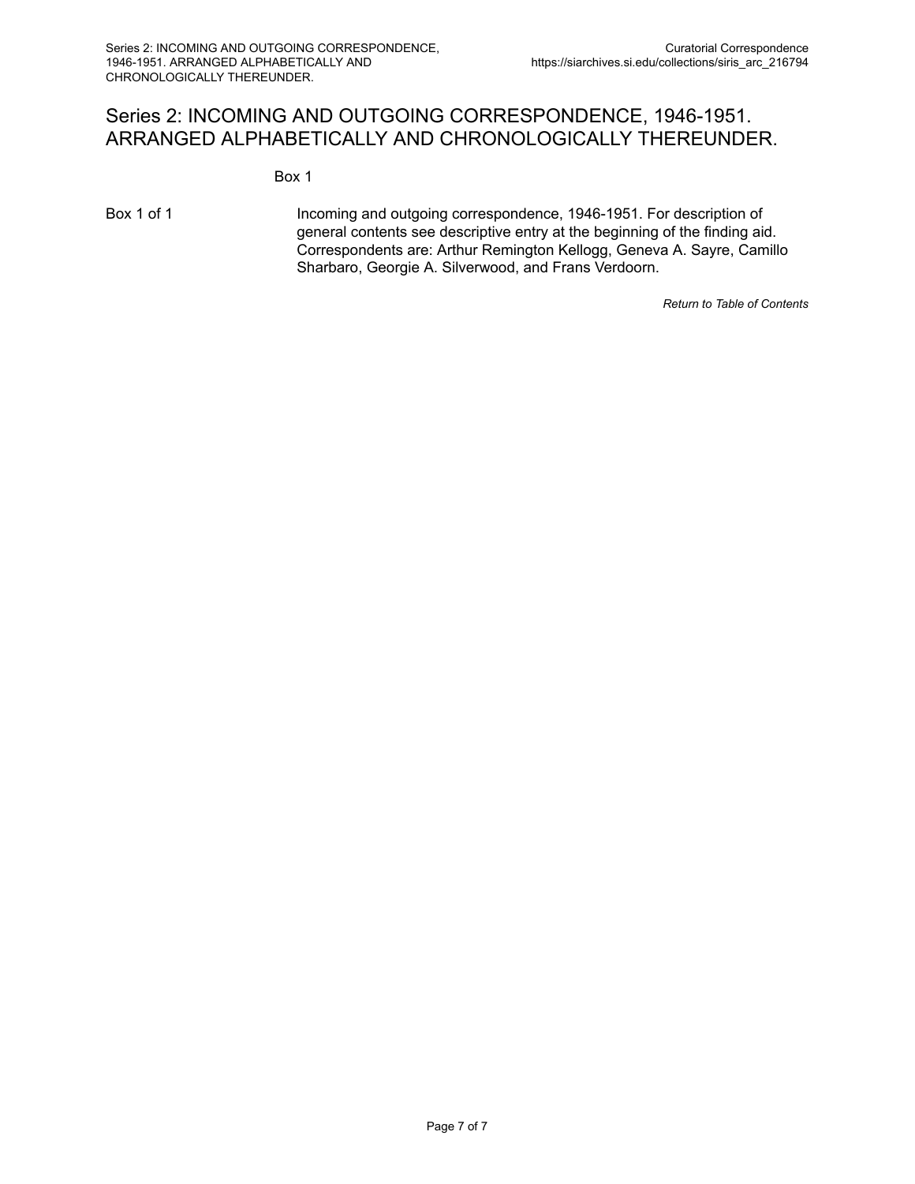# Series 2: INCOMING AND OUTGOING CORRESPONDENCE, 1946-1951. ARRANGED ALPHABETICALLY AND CHRONOLOGICALLY THEREUNDER.

Box 1

| | |
|---|---|
| Box 1 of 1 | Incoming and outgoing correspondence, 1946-1951. For description of general contents see descriptive entry at the beginning of the finding aid. Correspondents are: Arthur Remington Kellogg, Geneva A. Sayre, Camillo Sharbaro, Georgie A. Silverwood, and Frans Verdoorn. |

*Return to Table of Contents*